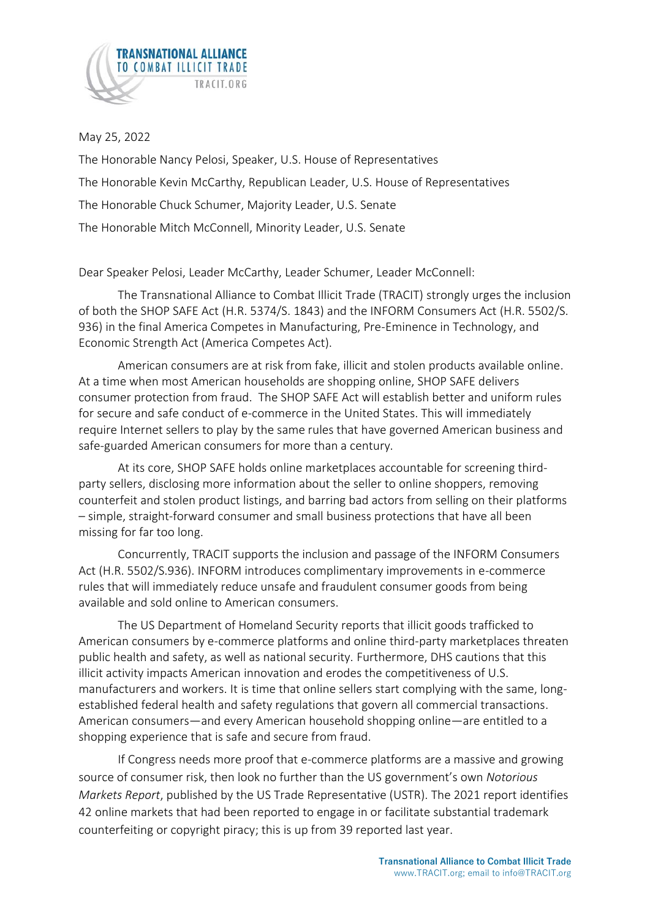TRANSNATIONAL ALLIANCE TO COMBAT ILLICIT TRADE
TRACIT.ORG

May 25, 2022

The Honorable Nancy Pelosi, Speaker, U.S. House of Representatives

The Honorable Kevin McCarthy, Republican Leader, U.S. House of Representatives

The Honorable Chuck Schumer, Majority Leader, U.S. Senate

The Honorable Mitch McConnell, Minority Leader, U.S. Senate

Dear Speaker Pelosi, Leader McCarthy, Leader Schumer, Leader McConnell:

The Transnational Alliance to Combat Illicit Trade (TRACIT) strongly urges the inclusion of both the SHOP SAFE Act (H.R. 5374/S. 1843) and the INFORM Consumers Act (H.R. 5502/S. 936) in the final America Competes in Manufacturing, Pre-Eminence in Technology, and Economic Strength Act (America Competes Act).

American consumers are at risk from fake, illicit and stolen products available online. At a time when most American households are shopping online, SHOP SAFE delivers consumer protection from fraud. The SHOP SAFE Act will establish better and uniform rules for secure and safe conduct of e-commerce in the United States. This will immediately require Internet sellers to play by the same rules that have governed American business and safe-guarded American consumers for more than a century.

At its core, SHOP SAFE holds online marketplaces accountable for screening third-party sellers, disclosing more information about the seller to online shoppers, removing counterfeit and stolen product listings, and barring bad actors from selling on their platforms – simple, straight-forward consumer and small business protections that have all been missing for far too long.

Concurrently, TRACIT supports the inclusion and passage of the INFORM Consumers Act (H.R. 5502/S.936). INFORM introduces complimentary improvements in e-commerce rules that will immediately reduce unsafe and fraudulent consumer goods from being available and sold online to American consumers.

The US Department of Homeland Security reports that illicit goods trafficked to American consumers by e-commerce platforms and online third-party marketplaces threaten public health and safety, as well as national security. Furthermore, DHS cautions that this illicit activity impacts American innovation and erodes the competitiveness of U.S. manufacturers and workers. It is time that online sellers start complying with the same, long-established federal health and safety regulations that govern all commercial transactions. American consumers—and every American household shopping online—are entitled to a shopping experience that is safe and secure from fraud.

If Congress needs more proof that e-commerce platforms are a massive and growing source of consumer risk, then look no further than the US government's own *Notorious Markets Report*, published by the US Trade Representative (USTR). The 2021 report identifies 42 online markets that had been reported to engage in or facilitate substantial trademark counterfeiting or copyright piracy; this is up from 39 reported last year.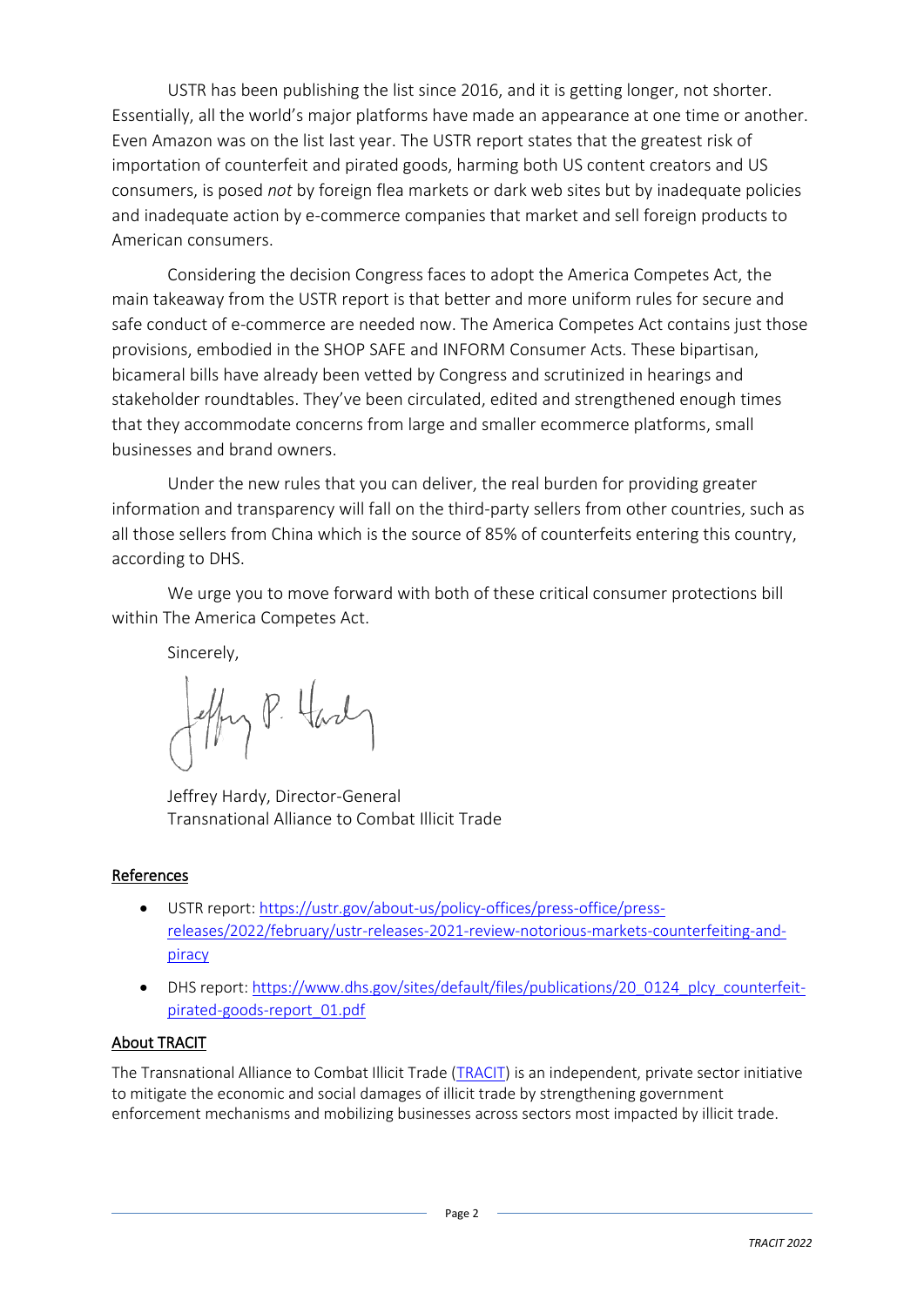USTR has been publishing the list since 2016, and it is getting longer, not shorter. Essentially, all the world's major platforms have made an appearance at one time or another. Even Amazon was on the list last year. The USTR report states that the greatest risk of importation of counterfeit and pirated goods, harming both US content creators and US consumers, is posed *not* by foreign flea markets or dark web sites but by inadequate policies and inadequate action by e-commerce companies that market and sell foreign products to American consumers.

Considering the decision Congress faces to adopt the America Competes Act, the main takeaway from the USTR report is that better and more uniform rules for secure and safe conduct of e-commerce are needed now. The America Competes Act contains just those provisions, embodied in the SHOP SAFE and INFORM Consumer Acts. These bipartisan, bicameral bills have already been vetted by Congress and scrutinized in hearings and stakeholder roundtables. They've been circulated, edited and strengthened enough times that they accommodate concerns from large and smaller ecommerce platforms, small businesses and brand owners.

Under the new rules that you can deliver, the real burden for providing greater information and transparency will fall on the third-party sellers from other countries, such as all those sellers from China which is the source of 85% of counterfeits entering this country, according to DHS.

We urge you to move forward with both of these critical consumer protections bill within The America Competes Act.

Sincerely,

Jeffrey Hardy, Director-General
Transnational Alliance to Combat Illicit Trade

## References

- USTR report: [https://ustr.gov/about-us/policy-offices/press-office/press-releases/2022/february/ustr-releases-2021-review-notorious-markets-counterfeiting-and-piracy](https://ustr.gov/about-us/policy-offices/press-office/press-releases/2022/february/ustr-releases-2021-review-notorious-markets-counterfeiting-and-piracy)
- DHS report: [https://www.dhs.gov/sites/default/files/publications/20_0124_plcy_counterfeit-pirated-goods-report_01.pdf](https://www.dhs.gov/sites/default/files/publications/20_0124_plcy_counterfeit-pirated-goods-report_01.pdf)

## About TRACIT

The Transnational Alliance to Combat Illicit Trade (TRACIT) is an independent, private sector initiative to mitigate the economic and social damages of illicit trade by strengthening government enforcement mechanisms and mobilizing businesses across sectors most impacted by illicit trade.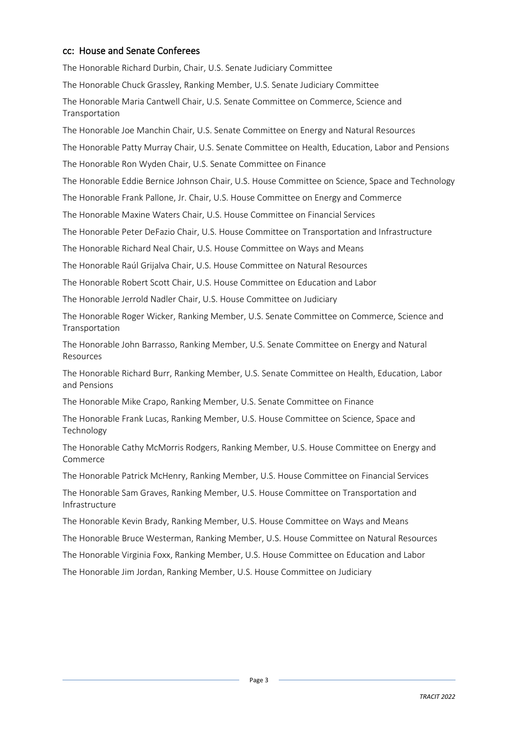## cc: House and Senate Conferees

The Honorable Richard Durbin, Chair, U.S. Senate Judiciary Committee

The Honorable Chuck Grassley, Ranking Member, U.S. Senate Judiciary Committee

The Honorable Maria Cantwell Chair, U.S. Senate Committee on Commerce, Science and Transportation

The Honorable Joe Manchin Chair, U.S. Senate Committee on Energy and Natural Resources

The Honorable Patty Murray Chair, U.S. Senate Committee on Health, Education, Labor and Pensions

The Honorable Ron Wyden Chair, U.S. Senate Committee on Finance

The Honorable Eddie Bernice Johnson Chair, U.S. House Committee on Science, Space and Technology

The Honorable Frank Pallone, Jr. Chair, U.S. House Committee on Energy and Commerce

The Honorable Maxine Waters Chair, U.S. House Committee on Financial Services

The Honorable Peter DeFazio Chair, U.S. House Committee on Transportation and Infrastructure

The Honorable Richard Neal Chair, U.S. House Committee on Ways and Means

The Honorable Raúl Grijalva Chair, U.S. House Committee on Natural Resources

The Honorable Robert Scott Chair, U.S. House Committee on Education and Labor

The Honorable Jerrold Nadler Chair, U.S. House Committee on Judiciary

The Honorable Roger Wicker, Ranking Member, U.S. Senate Committee on Commerce, Science and Transportation

The Honorable John Barrasso, Ranking Member, U.S. Senate Committee on Energy and Natural Resources

The Honorable Richard Burr, Ranking Member, U.S. Senate Committee on Health, Education, Labor and Pensions

The Honorable Mike Crapo, Ranking Member, U.S. Senate Committee on Finance

The Honorable Frank Lucas, Ranking Member, U.S. House Committee on Science, Space and Technology

The Honorable Cathy McMorris Rodgers, Ranking Member, U.S. House Committee on Energy and Commerce

The Honorable Patrick McHenry, Ranking Member, U.S. House Committee on Financial Services

The Honorable Sam Graves, Ranking Member, U.S. House Committee on Transportation and Infrastructure

The Honorable Kevin Brady, Ranking Member, U.S. House Committee on Ways and Means

The Honorable Bruce Westerman, Ranking Member, U.S. House Committee on Natural Resources

The Honorable Virginia Foxx, Ranking Member, U.S. House Committee on Education and Labor

The Honorable Jim Jordan, Ranking Member, U.S. House Committee on Judiciary